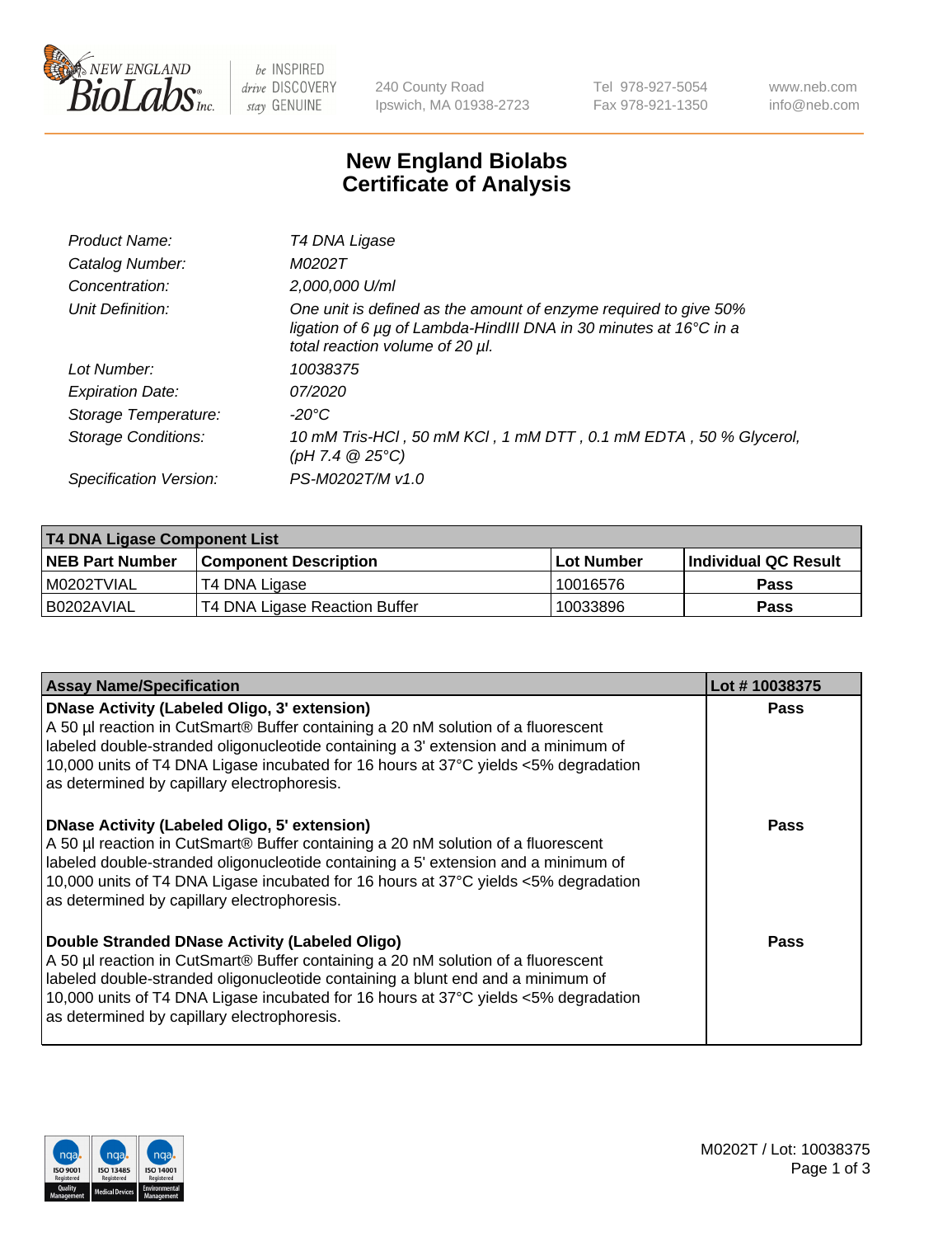# New England Biolabs Certificate of Analysis

| | |
|---|---|
| *Product Name:* | *T4 DNA Ligase* |
| *Catalog Number:* | *M0202T* |
| *Concentration:* | *2,000,000 U/ml* |
| *Unit Definition:* | *One unit is defined as the amount of enzyme required to give 50% ligation of 6 µg of Lambda-HindIII DNA in 30 minutes at 16°C in a total reaction volume of 20 µl.* |
| *Lot Number:* | *10038375* |
| *Expiration Date:* | *07/2020* |
| *Storage Temperature:* | *-20°C* |
| *Storage Conditions:* | *10 mM Tris-HCl , 50 mM KCl , 1 mM DTT , 0.1 mM EDTA , 50 % Glycerol, (pH 7.4 @ 25°C)* |
| *Specification Version:* | *PS-M0202T/M v1.0* |

**T4 DNA Ligase Component List**

| NEB Part Number | Component Description | Lot Number | Individual QC Result |
|---|---|---|---|
| M0202TVIAL | T4 DNA Ligase | 10016576 | Pass |
| B0202AVIAL | T4 DNA Ligase Reaction Buffer | 10033896 | Pass |

| Assay Name/Specification | Lot # 10038375 |
|---|---|
| **DNase Activity (Labeled Oligo, 3' extension)** A 50 µl reaction in CutSmart® Buffer containing a 20 nM solution of a fluorescent labeled double-stranded oligonucleotide containing a 3' extension and a minimum of 10,000 units of T4 DNA Ligase incubated for 16 hours at 37°C yields <5% degradation as determined by capillary electrophoresis. | Pass |
| **DNase Activity (Labeled Oligo, 5' extension)** A 50 µl reaction in CutSmart® Buffer containing a 20 nM solution of a fluorescent labeled double-stranded oligonucleotide containing a 5' extension and a minimum of 10,000 units of T4 DNA Ligase incubated for 16 hours at 37°C yields <5% degradation as determined by capillary electrophoresis. | Pass |
| **Double Stranded DNase Activity (Labeled Oligo)** A 50 µl reaction in CutSmart® Buffer containing a 20 nM solution of a fluorescent labeled double-stranded oligonucleotide containing a blunt end and a minimum of 10,000 units of T4 DNA Ligase incubated for 16 hours at 37°C yields <5% degradation as determined by capillary electrophoresis. | Pass |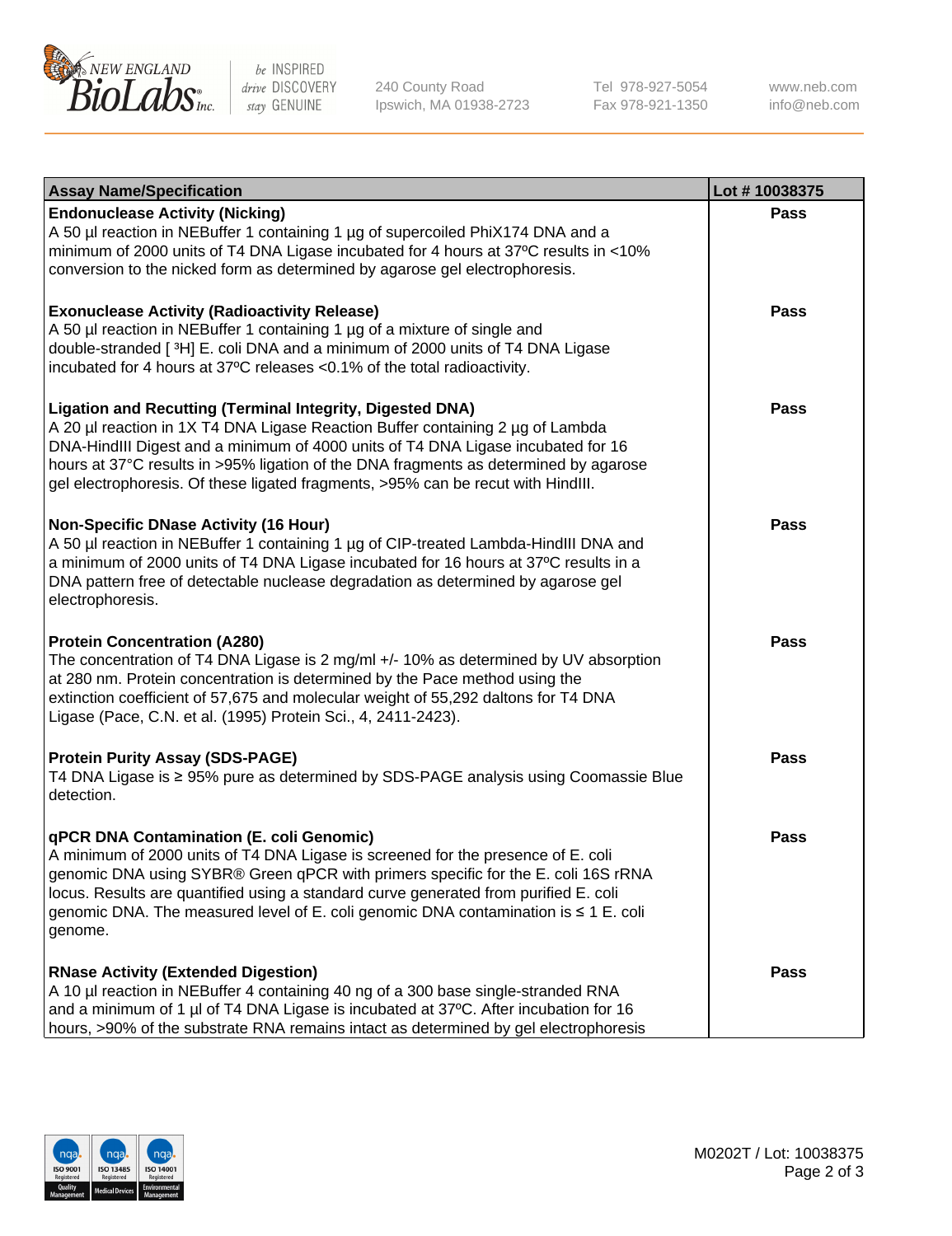| Assay Name/Specification | Lot # 10038375 |
| --- | --- |
| **Endonuclease Activity (Nicking)**<br>A 50 µl reaction in NEBuffer 1 containing 1 µg of supercoiled PhiX174 DNA and a minimum of 2000 units of T4 DNA Ligase incubated for 4 hours at 37ºC results in <10% conversion to the nicked form as determined by agarose gel electrophoresis. | Pass |
| **Exonuclease Activity (Radioactivity Release)**<br>A 50 µl reaction in NEBuffer 1 containing 1 µg of a mixture of single and double-stranded [ $^3$H] E. coli DNA and a minimum of 2000 units of T4 DNA Ligase incubated for 4 hours at 37ºC releases <0.1% of the total radioactivity. | Pass |
| **Ligation and Recutting (Terminal Integrity, Digested DNA)**<br>A 20 µl reaction in 1X T4 DNA Ligase Reaction Buffer containing 2 µg of Lambda DNA-HindIII Digest and a minimum of 4000 units of T4 DNA Ligase incubated for 16 hours at 37°C results in >95% ligation of the DNA fragments as determined by agarose gel electrophoresis. Of these ligated fragments, >95% can be recut with HindIII. | Pass |
| **Non-Specific DNase Activity (16 Hour)**<br>A 50 µl reaction in NEBuffer 1 containing 1 µg of CIP-treated Lambda-HindIII DNA and a minimum of 2000 units of T4 DNA Ligase incubated for 16 hours at 37ºC results in a DNA pattern free of detectable nuclease degradation as determined by agarose gel electrophoresis. | Pass |
| **Protein Concentration (A280)**<br>The concentration of T4 DNA Ligase is 2 mg/ml +/- 10% as determined by UV absorption at 280 nm. Protein concentration is determined by the Pace method using the extinction coefficient of 57,675 and molecular weight of 55,292 daltons for T4 DNA Ligase (Pace, C.N. et al. (1995) Protein Sci., 4, 2411-2423). | Pass |
| **Protein Purity Assay (SDS-PAGE)**<br>T4 DNA Ligase is ≥ 95% pure as determined by SDS-PAGE analysis using Coomassie Blue detection. | Pass |
| **qPCR DNA Contamination (E. coli Genomic)**<br>A minimum of 2000 units of T4 DNA Ligase is screened for the presence of E. coli genomic DNA using SYBR® Green qPCR with primers specific for the E. coli 16S rRNA locus. Results are quantified using a standard curve generated from purified E. coli genomic DNA. The measured level of E. coli genomic DNA contamination is ≤ 1 E. coli genome. | Pass |
| **RNase Activity (Extended Digestion)**<br>A 10 µl reaction in NEBuffer 4 containing 40 ng of a 300 base single-stranded RNA and a minimum of 1 µl of T4 DNA Ligase is incubated at 37ºC. After incubation for 16 hours, >90% of the substrate RNA remains intact as determined by gel electrophoresis | Pass |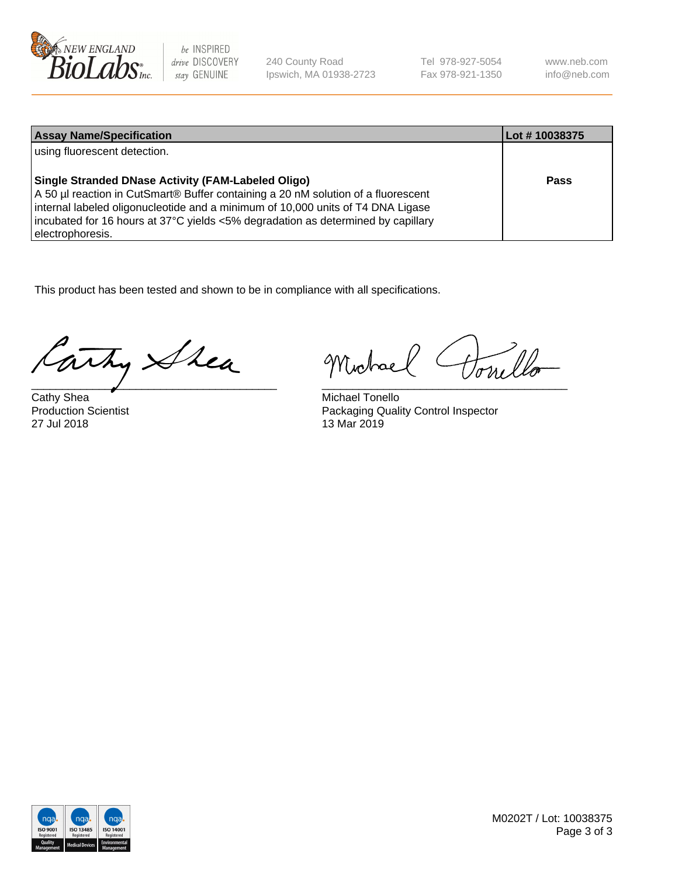| Assay Name/Specification | Lot # 10038375 |
| --- | --- |
| using fluorescent detection. | |
| **Single Stranded DNase Activity (FAM-Labeled Oligo)**<br>A 50 µl reaction in CutSmart® Buffer containing a 20 nM solution of a fluorescent internal labeled oligonucleotide and a minimum of 10,000 units of T4 DNA Ligase incubated for 16 hours at 37°C yields <5% degradation as determined by capillary electrophoresis. | **Pass** |

This product has been tested and shown to be in compliance with all specifications.

Cathy Shea
Production Scientist
27 Jul 2018

Michael Tonello
Packaging Quality Control Inspector
13 Mar 2019

M0202T / Lot: 10038375